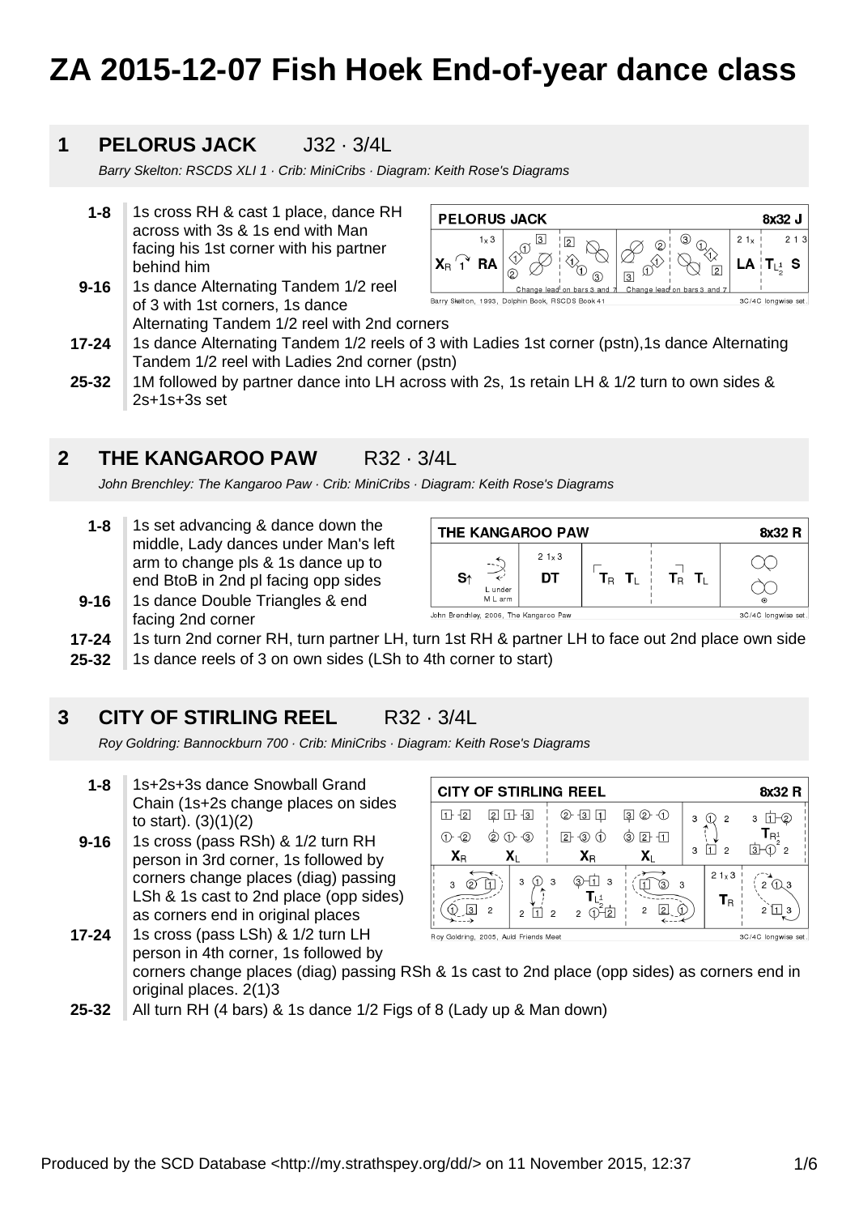# ZA 2015-12-07 Fish Hoek End-of-year dance class

## 1 PELORUS JACK J32 · 3/4L

*Barry Skelton: RSCDS XLI 1 · Crib: MiniCribs · Diagram: Keith Rose's Diagrams*

| | |
|---|---|
| **1-8** | 1s cross RH & cast 1 place, dance RH across with 3s & 1s end with Man facing his 1st corner with his partner behind him |
| **9-16** | 1s dance Alternating Tandem 1/2 reel of 3 with 1st corners, 1s dance Alternating Tandem 1/2 reel with 2nd corners |
| **17-24** | 1s dance Alternating Tandem 1/2 reels of 3 with Ladies 1st corner (pstn),1s dance Alternating Tandem 1/2 reel with Ladies 2nd corner (pstn) |
| **25-32** | 1M followed by partner dance into LH across with 2s, 1s retain LH & 1/2 turn to own sides & 2s+1s+3s set |

## 2 THE KANGAROO PAW R32 · 3/4L

*John Brenchley: The Kangaroo Paw · Crib: MiniCribs · Diagram: Keith Rose's Diagrams*

| | |
|---|---|
| **1-8** | 1s set advancing & dance down the middle, Lady dances under Man's left arm to change pls & 1s dance up to end BtoB in 2nd pl facing opp sides |
| **9-16** | 1s dance Double Triangles & end facing 2nd corner |
| **17-24** | 1s turn 2nd corner RH, turn partner LH, turn 1st RH & partner LH to face out 2nd place own side |
| **25-32** | 1s dance reels of 3 on own sides (LSh to 4th corner to start) |

## 3 CITY OF STIRLING REEL R32 · 3/4L

*Roy Goldring: Bannockburn 700 · Crib: MiniCribs · Diagram: Keith Rose's Diagrams*

| | |
|---|---|
| **1-8** | 1s+2s+3s dance Snowball Grand Chain (1s+2s change places on sides to start). (3)(1)(2) |
| **9-16** | 1s cross (pass RSh) & 1/2 turn RH person in 3rd corner, 1s followed by corners change places (diag) passing LSh & 1s cast to 2nd place (opp sides) as corners end in original places |
| **17-24** | 1s cross (pass LSh) & 1/2 turn LH person in 4th corner, 1s followed by corners change places (diag) passing RSh & 1s cast to 2nd place (opp sides) as corners end in original places. 2(1)3 |
| **25-32** | All turn RH (4 bars) & 1s dance 1/2 Figs of 8 (Lady up & Man down) |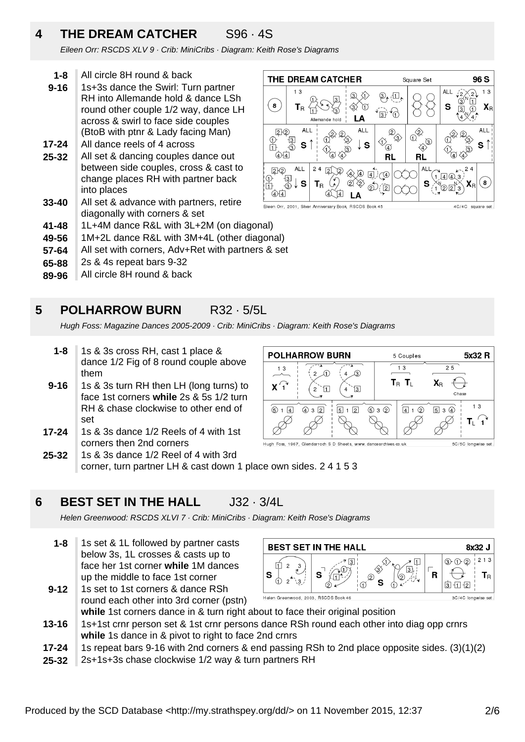## 4 THE DREAM CATCHER S96 · 4S

*Eileen Orr: RSCDS XLV 9 · Crib: MiniCribs · Diagram: Keith Rose's Diagrams*

| | |
|---|---|
| **1-8** | All circle 8H round & back |
| **9-16** | 1s+3s dance the Swirl: Turn partner RH into Allemande hold & dance LSh round other couple 1/2 way, dance LH across & swirl to face side couples (BtoB with ptnr & Lady facing Man) |
| **17-24** | All dance reels of 4 across |
| **25-32** | All set & dancing couples dance out between side couples, cross & cast to change places RH with partner back into places |
| **33-40** | All set & advance with partners, retire diagonally with corners & set |
| **41-48** | 1L+4M dance R&L with 3L+2M (on diagonal) |
| **49-56** | 1M+2L dance R&L with 3M+4L (other diagonal) |
| **57-64** | All set with corners, Adv+Ret with partners & set |
| **65-88** | 2s & 4s repeat bars 9-32 |
| **89-96** | All circle 8H round & back |

## 5 POLHARROW BURN R32 · 5/5L

*Hugh Foss: Magazine Dances 2005-2009 · Crib: MiniCribs · Diagram: Keith Rose's Diagrams*

| | |
|---|---|
| **1-8** | 1s & 3s cross RH, cast 1 place & dance 1/2 Fig of 8 round couple above them |
| **9-16** | 1s & 3s turn RH then LH (long turns) to face 1st corners **while** 2s & 5s 1/2 turn RH & chase clockwise to other end of set |
| **17-24** | 1s & 3s dance 1/2 Reels of 4 with 1st corners then 2nd corners |
| **25-32** | 1s & 3s dance 1/2 Reel of 4 with 3rd corner, turn partner LH & cast down 1 place own sides. 2 4 1 5 3 |

## 6 BEST SET IN THE HALL J32 · 3/4L

*Helen Greenwood: RSCDS XLVI 7 · Crib: MiniCribs · Diagram: Keith Rose's Diagrams*

| | |
|---|---|
| **1-8** | 1s set & 1L followed by partner casts below 3s, 1L crosses & casts up to face her 1st corner **while** 1M dances up the middle to face 1st corner |
| **9-12** | 1s set to 1st corners & dance RSh round each other into 3rd corner (pstn) **while** 1st corners dance in & turn right about to face their original position |
| **13-16** | 1s+1st crnr person set & 1st crnr persons dance RSh round each other into diag opp crnrs **while** 1s dance in & pivot to right to face 2nd crnrs |
| **17-24** | 1s repeat bars 9-16 with 2nd corners & end passing RSh to 2nd place opposite sides. (3)(1)(2) |
| **25-32** | 2s+1s+3s chase clockwise 1/2 way & turn partners RH |

Produced by the SCD Database <http://my.strathspey.org/dd/> on 11 November 2015, 12:37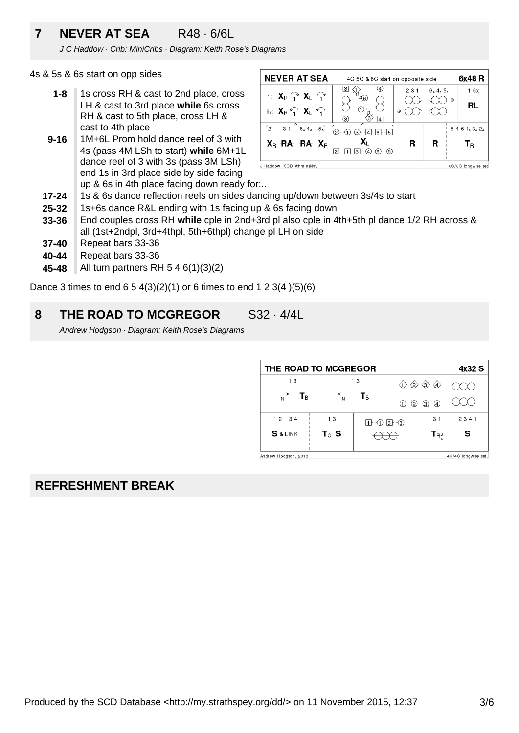## 7 NEVER AT SEA R48 · 6/6L

*J C Haddow · Crib: MiniCribs · Diagram: Keith Rose's Diagrams*

4s & 5s & 6s start on opp sides

| | |
|---|---|
| **1-8** | 1s cross RH & cast to 2nd place, cross LH & cast to 3rd place **while** 6s cross RH & cast to 5th place, cross LH & cast to 4th place |
| **9-16** | 1M+6L Prom hold dance reel of 3 with 4s (pass 4M LSh to start) **while** 6M+1L dance reel of 3 with 3s (pass 3M LSh) end 1s in 3rd place side by side facing up & 6s in 4th place facing down ready for:.. |
| **17-24** | 1s & 6s dance reflection reels on sides dancing up/down between 3s/4s to start |
| **25-32** | 1s+6s dance R&L ending with 1s facing up & 6s facing down |
| **33-36** | End couples cross RH **while** cple in 2nd+3rd pl also cple in 4th+5th pl dance 1/2 RH across & all (1st+2ndpl, 3rd+4thpl, 5th+6thpl) change pl LH on side |
| **37-40** | Repeat bars 33-36 |
| **40-44** | Repeat bars 33-36 |
| **45-48** | All turn partners RH 5 4 6(1)(3)(2) |

Dance 3 times to end 6 5 4(3)(2)(1) or 6 times to end 1 2 3(4 )(5)(6)

## 8 THE ROAD TO MCGREGOR S32 · 4/4L

*Andrew Hodgson · Diagram: Keith Rose's Diagrams*

## REFRESHMENT BREAK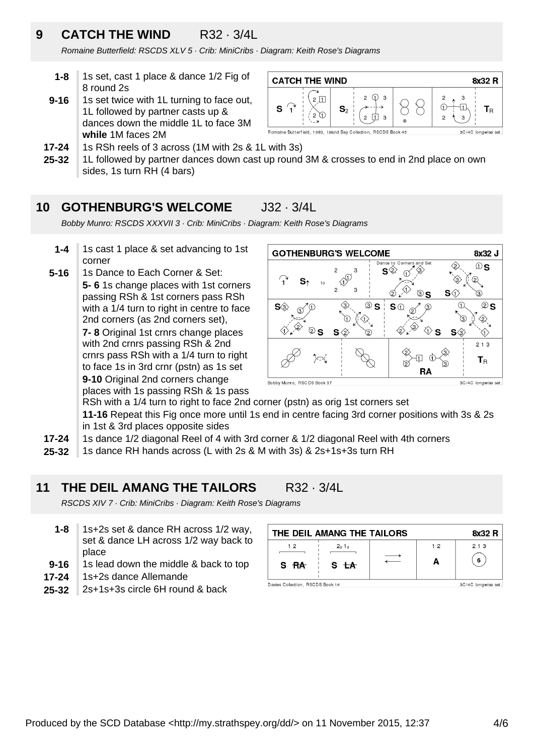## 9 CATCH THE WIND R32 · 3/4L

*Romaine Butterfield: RSCDS XLV 5 · Crib: MiniCribs · Diagram: Keith Rose's Diagrams*

**1-8** 1s set, cast 1 place & dance 1/2 Fig of 8 round 2s

**9-16** 1s set twice with 1L turning to face out, 1L followed by partner casts up & dances down the middle 1L to face 3M **while** 1M faces 2M

**17-24** 1s RSh reels of 3 across (1M with 2s & 1L with 3s)

**25-32** 1L followed by partner dances down cast up round 3M & crosses to end in 2nd place on own sides, 1s turn RH (4 bars)

## 10 GOTHENBURG'S WELCOME J32 · 3/4L

*Bobby Munro: RSCDS XXXVII 3 · Crib: MiniCribs · Diagram: Keith Rose's Diagrams*

**1-4** 1s cast 1 place & set advancing to 1st corner

**5-16** 1s Dance to Each Corner & Set:
**5- 6** 1s change places with 1st corners passing RSh & 1st corners pass RSh with a 1/4 turn to right in centre to face 2nd corners (as 2nd corners set),
**7- 8** Original 1st crnrs change places with 2nd crnrs passing RSh & 2nd crnrs pass RSh with a 1/4 turn to right to face 1s in 3rd crnr (pstn) as 1s set
**9-10** Original 2nd corners change places with 1s passing RSh & 1s pass RSh with a 1/4 turn to right to face 2nd corner (pstn) as orig 1st corners set
**11-16** Repeat this Fig once more until 1s end in centre facing 3rd corner positions with 3s & 2s in 1st & 3rd places opposite sides

**17-24** 1s dance 1/2 diagonal Reel of 4 with 3rd corner & 1/2 diagonal Reel with 4th corners

**25-32** 1s dance RH hands across (L with 2s & M with 3s) & 2s+1s+3s turn RH

## 11 THE DEIL AMANG THE TAILORS R32 · 3/4L

*RSCDS XIV 7 · Crib: MiniCribs · Diagram: Keith Rose's Diagrams*

**1-8** 1s+2s set & dance RH across 1/2 way, set & dance LH across 1/2 way back to place

**9-16** 1s lead down the middle & back to top

**17-24** 1s+2s dance Allemande

**25-32** 2s+1s+3s circle 6H round & back

Produced by the SCD Database <http://my.strathspey.org/dd/> on 11 November 2015, 12:37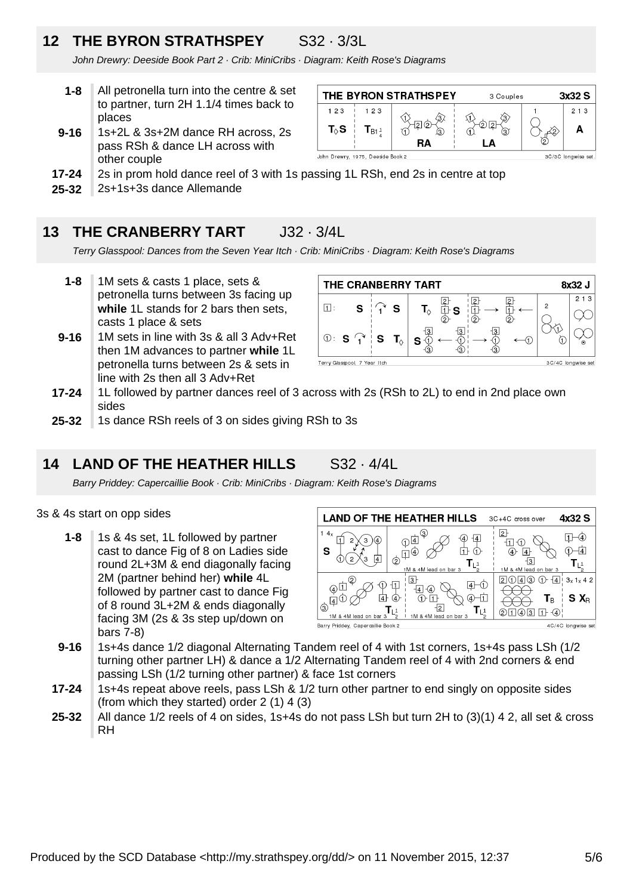## 12 THE BYRON STRATHSPEY S32 · 3/3L

*John Drewry: Deeside Book Part 2 · Crib: MiniCribs · Diagram: Keith Rose's Diagrams*

- **1-8** All petronella turn into the centre & set to partner, turn 2H 1.1/4 times back to places
- **9-16** 1s+2L & 3s+2M dance RH across, 2s pass RSh & dance LH across with other couple
- **17-24** 2s in prom hold dance reel of 3 with 1s passing 1L RSh, end 2s in centre at top
- **25-32** 2s+1s+3s dance Allemande

## 13 THE CRANBERRY TART J32 · 3/4L

*Terry Glasspool: Dances from the Seven Year Itch · Crib: MiniCribs · Diagram: Keith Rose's Diagrams*

- **1-8** 1M sets & casts 1 place, sets & petronella turns between 3s facing up **while** 1L stands for 2 bars then sets, casts 1 place & sets
- **9-16** 1M sets in line with 3s & all 3 Adv+Ret then 1M advances to partner **while** 1L petronella turns between 2s & sets in line with 2s then all 3 Adv+Ret
- **17-24** 1L followed by partner dances reel of 3 across with 2s (RSh to 2L) to end in 2nd place own sides
- **25-32** 1s dance RSh reels of 3 on sides giving RSh to 3s

## 14 LAND OF THE HEATHER HILLS S32 · 4/4L

*Barry Priddey: Capercaillie Book · Crib: MiniCribs · Diagram: Keith Rose's Diagrams*

3s & 4s start on opp sides

- **1-8** 1s & 4s set, 1L followed by partner cast to dance Fig of 8 on Ladies side round 2L+3M & end diagonally facing 2M (partner behind her) **while** 4L followed by partner cast to dance Fig of 8 round 3L+2M & ends diagonally facing 3M (2s & 3s step up/down on bars 7-8)
- **9-16** 1s+4s dance 1/2 diagonal Alternating Tandem reel of 4 with 1st corners, 1s+4s pass LSh (1/2 turning other partner LH) & dance a 1/2 Alternating Tandem reel of 4 with 2nd corners & end passing LSh (1/2 turning other partner) & face 1st corners
- **17-24** 1s+4s repeat above reels, pass LSh & 1/2 turn other partner to end singly on opposite sides (from which they started) order 2 (1) 4 (3)
- **25-32** All dance 1/2 reels of 4 on sides, 1s+4s do not pass LSh but turn 2H to (3)(1) 4 2, all set & cross RH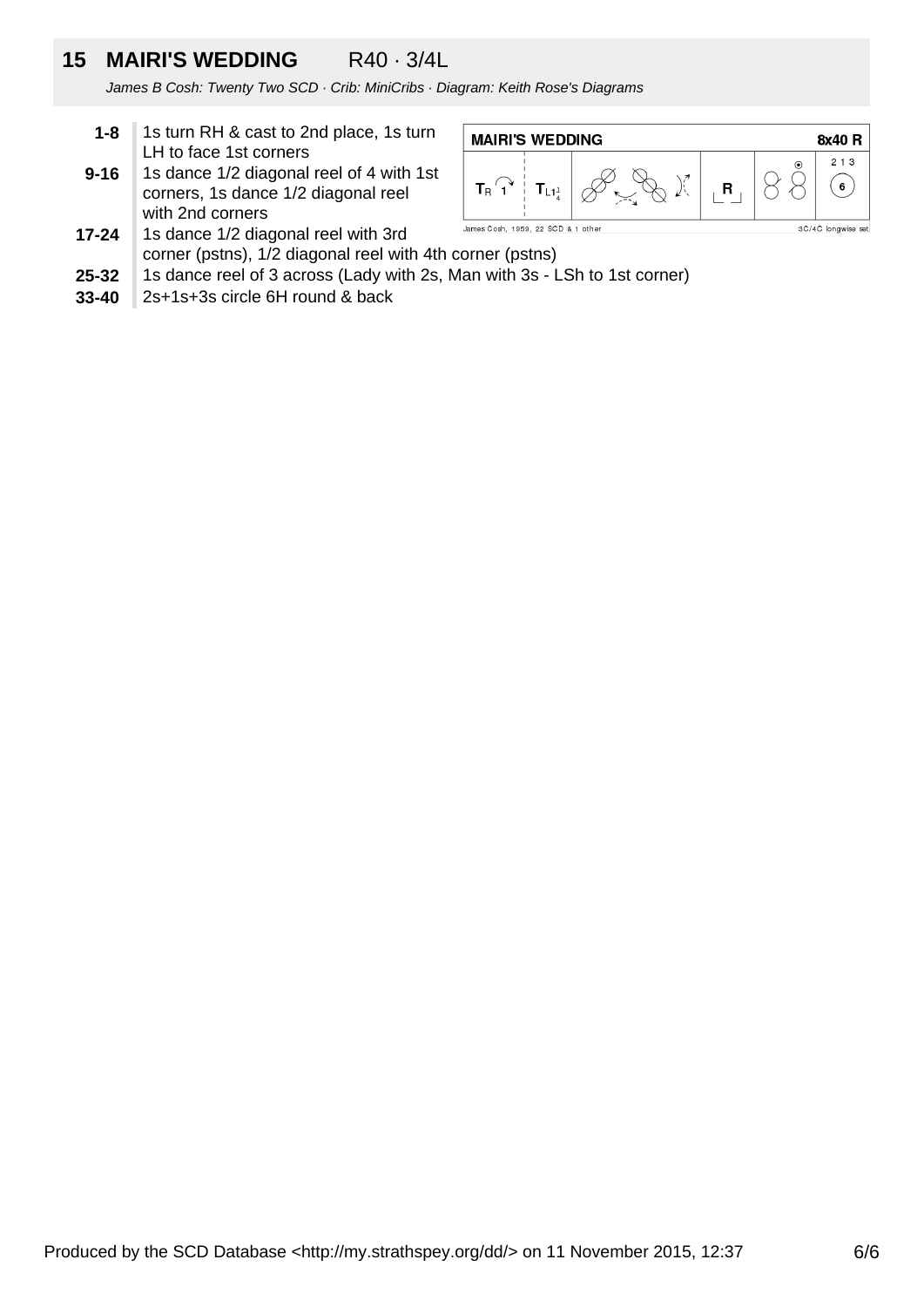## 15 MAIRI'S WEDDING R40 · 3/4L

*James B Cosh: Twenty Two SCD · Crib: MiniCribs · Diagram: Keith Rose's Diagrams*

| | |
|---|---|
| **1-8** | 1s turn RH & cast to 2nd place, 1s turn LH to face 1st corners |
| **9-16** | 1s dance 1/2 diagonal reel of 4 with 1st corners, 1s dance 1/2 diagonal reel with 2nd corners |
| **17-24** | 1s dance 1/2 diagonal reel with 3rd corner (pstns), 1/2 diagonal reel with 4th corner (pstns) |
| **25-32** | 1s dance reel of 3 across (Lady with 2s, Man with 3s - LSh to 1st corner) |
| **33-40** | 2s+1s+3s circle 6H round & back |

MAIRI'S WEDDING

8x40 R

James Cosh, 1959, 22 SCD & 1 other

3C/4C longwise set